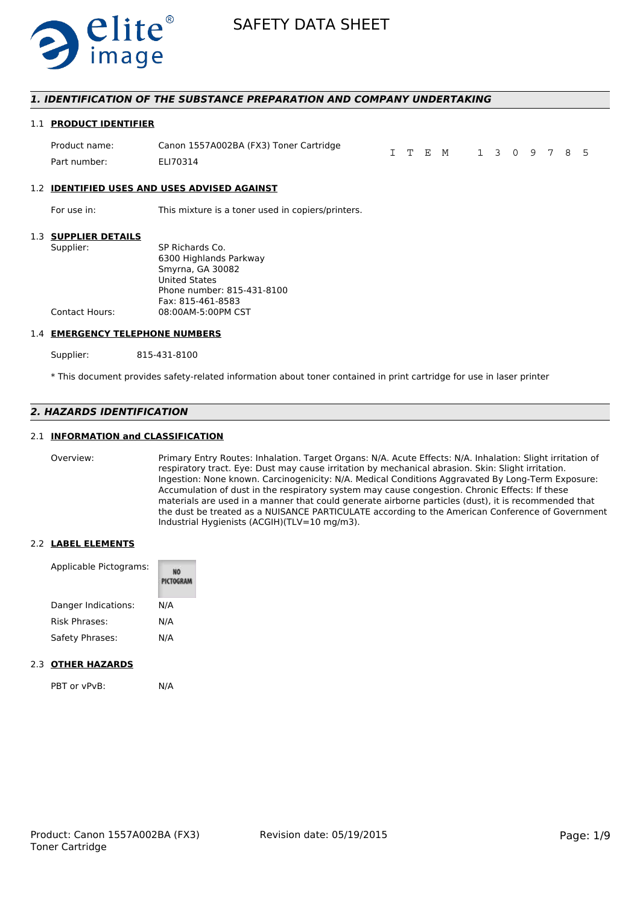# SAFETY DATA SHEET

## *1. IDENTIFICATION OF THE SUBSTANCE PREPARATION AND COMPANY UNDERTAKING*

### 1.1 PRODUCT IDENTIFIER

| | | |
|---|---|---|
| Product name: | Canon 1557A002BA (FX3) Toner Cartridge | ITEM 1309785 |
| Part number: | ELI70314 | |

### 1.2 IDENTIFIED USES AND USES ADVISED AGAINST

For use in: This mixture is a toner used in copiers/printers.

### 1.3 SUPPLIER DETAILS

Supplier:
SP Richards Co.
6300 Highlands Parkway
Smyrna, GA 30082
United States
Phone number: 815-431-8100
Fax: 815-461-8583

Contact Hours: 08:00AM-5:00PM CST

### 1.4 EMERGENCY TELEPHONE NUMBERS

Supplier: 815-431-8100

* This document provides safety-related information about toner contained in print cartridge for use in laser printer

## *2. HAZARDS IDENTIFICATION*

### 2.1 INFORMATION and CLASSIFICATION

Overview: Primary Entry Routes: Inhalation. Target Organs: N/A. Acute Effects: N/A. Inhalation: Slight irritation of respiratory tract. Eye: Dust may cause irritation by mechanical abrasion. Skin: Slight irritation. Ingestion: None known. Carcinogenicity: N/A. Medical Conditions Aggravated By Long-Term Exposure: Accumulation of dust in the respiratory system may cause congestion. Chronic Effects: If these materials are used in a manner that could generate airborne particles (dust), it is recommended that the dust be treated as a NUISANCE PARTICULATE according to the American Conference of Government Industrial Hygienists (ACGIH)(TLV=10 mg/m3).

### 2.2 LABEL ELEMENTS

Applicable Pictograms: NO PICTOGRAM

Danger Indications: N/A

Risk Phrases: N/A

Safety Phrases: N/A

### 2.3 OTHER HAZARDS

PBT or vPvB: N/A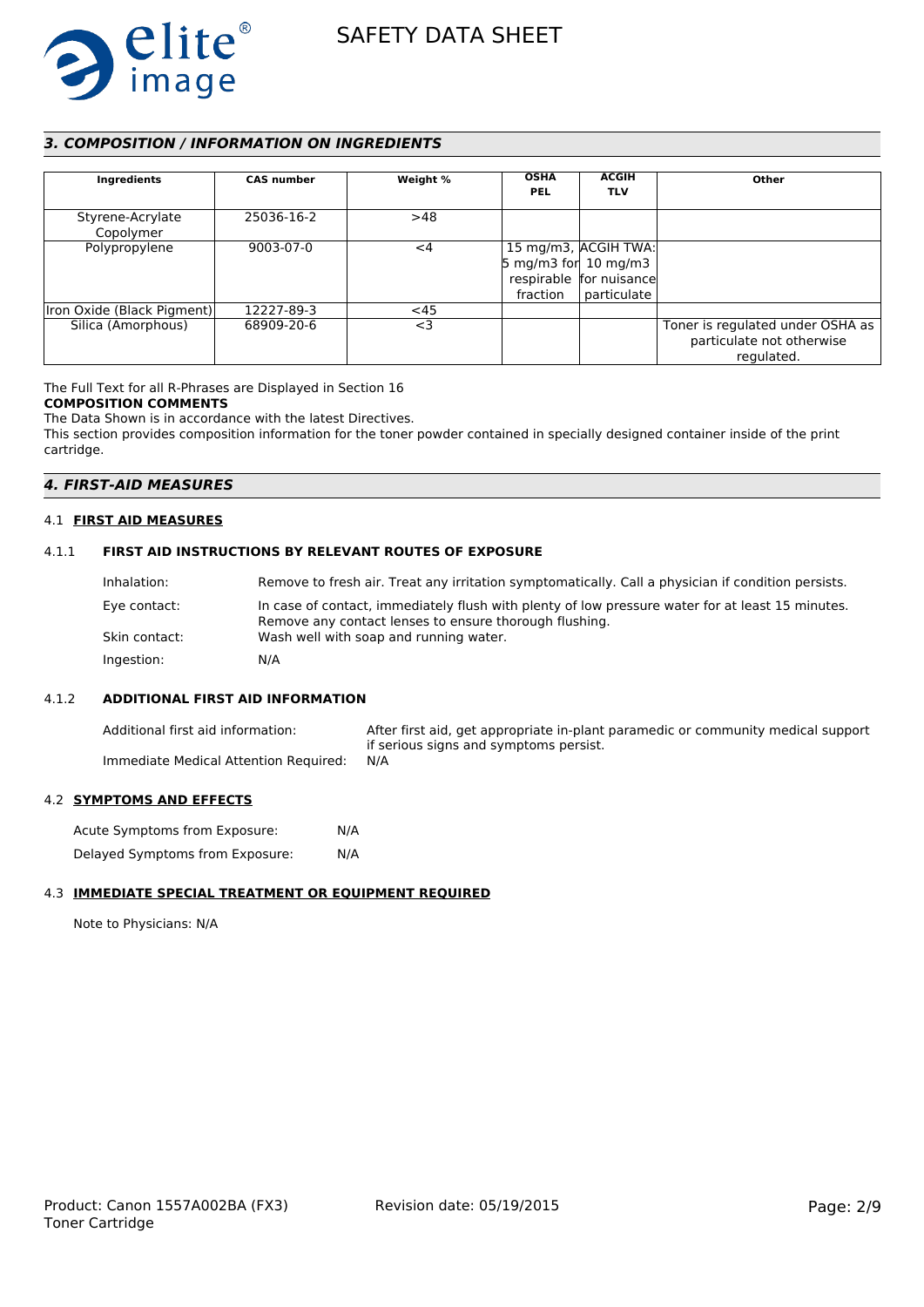## 3. COMPOSITION / INFORMATION ON INGREDIENTS

| Ingredients | CAS number | Weight % | OSHA PEL | ACGIH TLV | Other |
|---|---|---|---|---|---|
| Styrene-Acrylate Copolymer | 25036-16-2 | >48 | | | |
| Polypropylene | 9003-07-0 | <4 | 15 mg/m3, 5 mg/m3 for respirable fraction | ACGIH TWA: 10 mg/m3 for nuisance particulate | |
| Iron Oxide (Black Pigment) | 12227-89-3 | <45 | | | |
| Silica (Amorphous) | 68909-20-6 | <3 | | | Toner is regulated under OSHA as particulate not otherwise regulated. |

The Full Text for all R-Phrases are Displayed in Section 16

**COMPOSITION COMMENTS**

The Data Shown is in accordance with the latest Directives.

This section provides composition information for the toner powder contained in specially designed container inside of the print cartridge.

## 4. FIRST-AID MEASURES

### 4.1 FIRST AID MEASURES

#### 4.1.1 FIRST AID INSTRUCTIONS BY RELEVANT ROUTES OF EXPOSURE

Inhalation: Remove to fresh air. Treat any irritation symptomatically. Call a physician if condition persists.

Eye contact: In case of contact, immediately flush with plenty of low pressure water for at least 15 minutes. Remove any contact lenses to ensure thorough flushing.

Skin contact: Wash well with soap and running water.

Ingestion: N/A

#### 4.1.2 ADDITIONAL FIRST AID INFORMATION

Additional first aid information: After first aid, get appropriate in-plant paramedic or community medical support if serious signs and symptoms persist.

Immediate Medical Attention Required: N/A

### 4.2 SYMPTOMS AND EFFECTS

Acute Symptoms from Exposure: N/A

Delayed Symptoms from Exposure: N/A

### 4.3 IMMEDIATE SPECIAL TREATMENT OR EQUIPMENT REQUIRED

Note to Physicians: N/A

Product: Canon 1557A002BA (FX3) Toner Cartridge

Revision date: 05/19/2015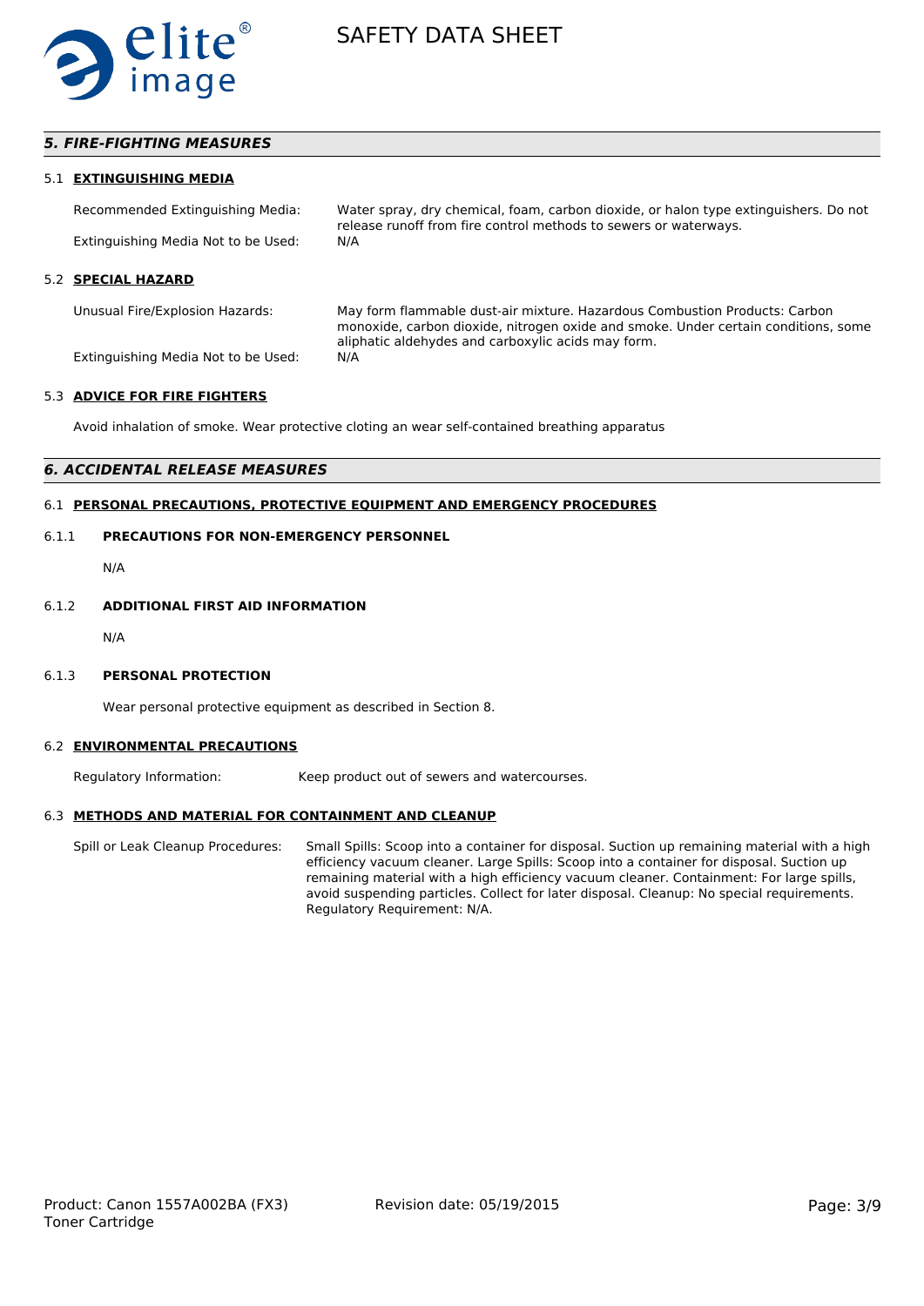## *5. FIRE-FIGHTING MEASURES*

### 5.1 EXTINGUISHING MEDIA

Recommended Extinguishing Media: Water spray, dry chemical, foam, carbon dioxide, or halon type extinguishers. Do not release runoff from fire control methods to sewers or waterways.

Extinguishing Media Not to be Used: N/A

### 5.2 SPECIAL HAZARD

Unusual Fire/Explosion Hazards: May form flammable dust-air mixture. Hazardous Combustion Products: Carbon monoxide, carbon dioxide, nitrogen oxide and smoke. Under certain conditions, some aliphatic aldehydes and carboxylic acids may form.

Extinguishing Media Not to be Used: N/A

### 5.3 ADVICE FOR FIRE FIGHTERS

Avoid inhalation of smoke. Wear protective cloting an wear self-contained breathing apparatus

## *6. ACCIDENTAL RELEASE MEASURES*

### 6.1 PERSONAL PRECAUTIONS, PROTECTIVE EQUIPMENT AND EMERGENCY PROCEDURES

#### 6.1.1 PRECAUTIONS FOR NON-EMERGENCY PERSONNEL

N/A

#### 6.1.2 ADDITIONAL FIRST AID INFORMATION

N/A

#### 6.1.3 PERSONAL PROTECTION

Wear personal protective equipment as described in Section 8.

### 6.2 ENVIRONMENTAL PRECAUTIONS

Regulatory Information: Keep product out of sewers and watercourses.

### 6.3 METHODS AND MATERIAL FOR CONTAINMENT AND CLEANUP

Spill or Leak Cleanup Procedures: Small Spills: Scoop into a container for disposal. Suction up remaining material with a high efficiency vacuum cleaner. Large Spills: Scoop into a container for disposal. Suction up remaining material with a high efficiency vacuum cleaner. Containment: For large spills, avoid suspending particles. Collect for later disposal. Cleanup: No special requirements. Regulatory Requirement: N/A.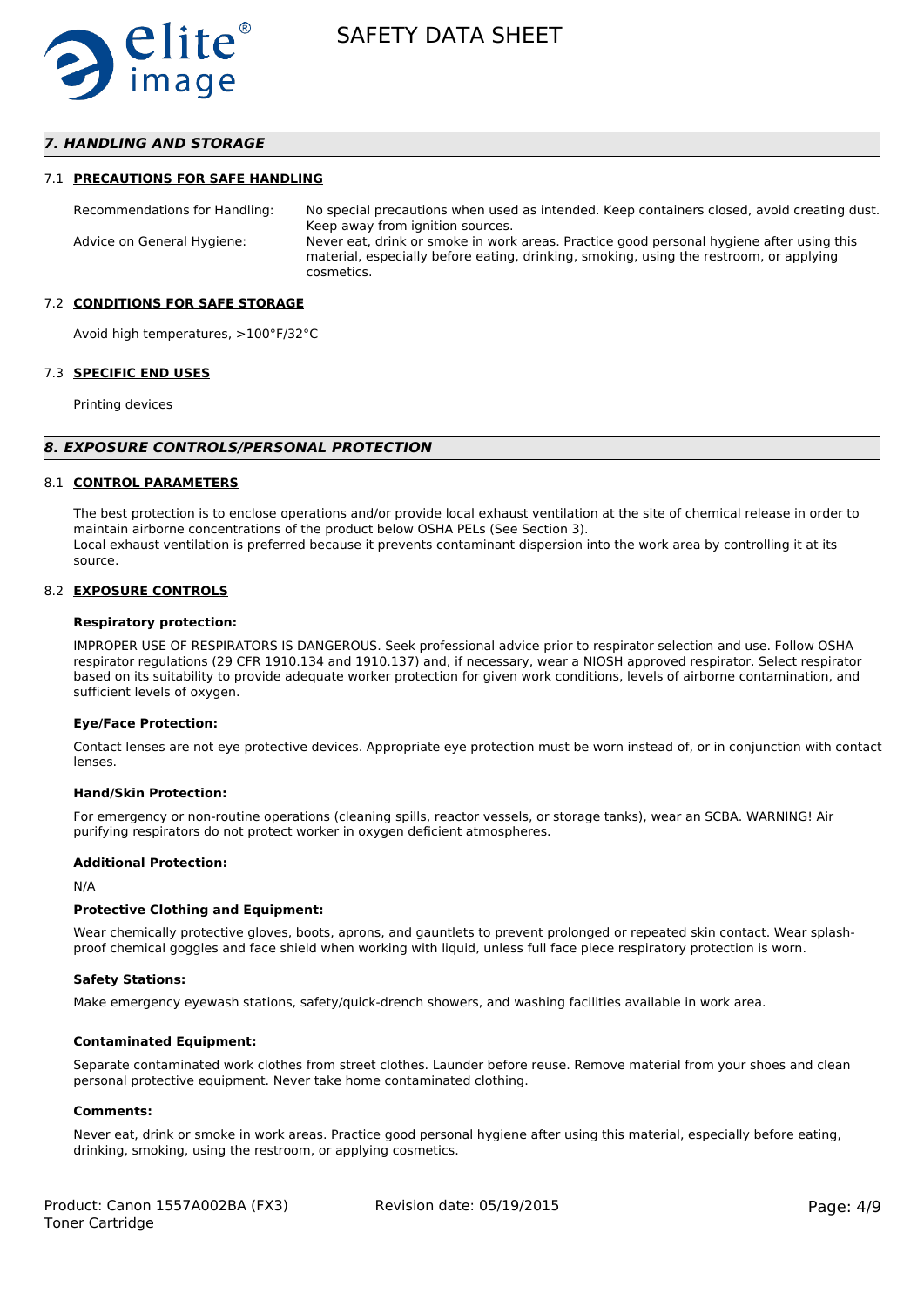## 7. HANDLING AND STORAGE

### 7.1 PRECAUTIONS FOR SAFE HANDLING

| | |
|---|---|
| Recommendations for Handling: | No special precautions when used as intended. Keep containers closed, avoid creating dust. Keep away from ignition sources. |
| Advice on General Hygiene: | Never eat, drink or smoke in work areas. Practice good personal hygiene after using this material, especially before eating, drinking, smoking, using the restroom, or applying cosmetics. |

### 7.2 CONDITIONS FOR SAFE STORAGE

Avoid high temperatures, >100°F/32°C

### 7.3 SPECIFIC END USES

Printing devices

## 8. EXPOSURE CONTROLS/PERSONAL PROTECTION

### 8.1 CONTROL PARAMETERS

The best protection is to enclose operations and/or provide local exhaust ventilation at the site of chemical release in order to maintain airborne concentrations of the product below OSHA PELs (See Section 3).
Local exhaust ventilation is preferred because it prevents contaminant dispersion into the work area by controlling it at its source.

### 8.2 EXPOSURE CONTROLS

**Respiratory protection:**

IMPROPER USE OF RESPIRATORS IS DANGEROUS. Seek professional advice prior to respirator selection and use. Follow OSHA respirator regulations (29 CFR 1910.134 and 1910.137) and, if necessary, wear a NIOSH approved respirator. Select respirator based on its suitability to provide adequate worker protection for given work conditions, levels of airborne contamination, and sufficient levels of oxygen.

**Eye/Face Protection:**

Contact lenses are not eye protective devices. Appropriate eye protection must be worn instead of, or in conjunction with contact lenses.

**Hand/Skin Protection:**

For emergency or non-routine operations (cleaning spills, reactor vessels, or storage tanks), wear an SCBA. WARNING! Air purifying respirators do not protect worker in oxygen deficient atmospheres.

**Additional Protection:**

N/A

**Protective Clothing and Equipment:**

Wear chemically protective gloves, boots, aprons, and gauntlets to prevent prolonged or repeated skin contact. Wear splash-proof chemical goggles and face shield when working with liquid, unless full face piece respiratory protection is worn.

**Safety Stations:**

Make emergency eyewash stations, safety/quick-drench showers, and washing facilities available in work area.

**Contaminated Equipment:**

Separate contaminated work clothes from street clothes. Launder before reuse. Remove material from your shoes and clean personal protective equipment. Never take home contaminated clothing.

**Comments:**

Never eat, drink or smoke in work areas. Practice good personal hygiene after using this material, especially before eating, drinking, smoking, using the restroom, or applying cosmetics.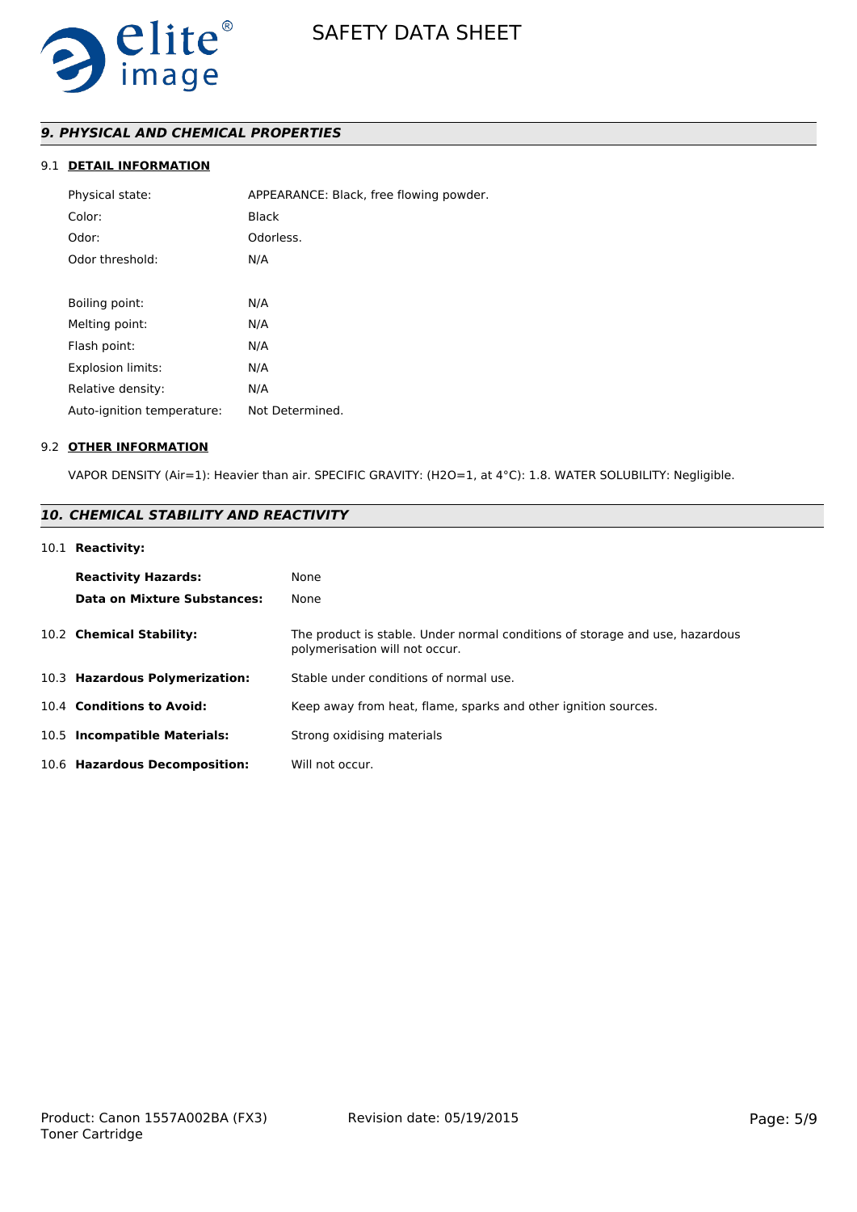## 9. PHYSICAL AND CHEMICAL PROPERTIES

### 9.1 DETAIL INFORMATION

| | |
|---|---|
| Physical state: | APPEARANCE: Black, free flowing powder. |
| Color: | Black |
| Odor: | Odorless. |
| Odor threshold: | N/A |
| Boiling point: | N/A |
| Melting point: | N/A |
| Flash point: | N/A |
| Explosion limits: | N/A |
| Relative density: | N/A |
| Auto-ignition temperature: | Not Determined. |

### 9.2 OTHER INFORMATION

VAPOR DENSITY (Air=1): Heavier than air. SPECIFIC GRAVITY: ($H_2O$=1, at 4°C): 1.8. WATER SOLUBILITY: Negligible.

## 10. CHEMICAL STABILITY AND REACTIVITY

**10.1 Reactivity:**

| | |
|---|---|
| **Reactivity Hazards:** | None |
| **Data on Mixture Substances:** | None |

| | |
|---|---|
| 10.2 **Chemical Stability:** | The product is stable. Under normal conditions of storage and use, hazardous polymerisation will not occur. |
| 10.3 **Hazardous Polymerization:** | Stable under conditions of normal use. |
| 10.4 **Conditions to Avoid:** | Keep away from heat, flame, sparks and other ignition sources. |
| 10.5 **Incompatible Materials:** | Strong oxidising materials |
| 10.6 **Hazardous Decomposition:** | Will not occur. |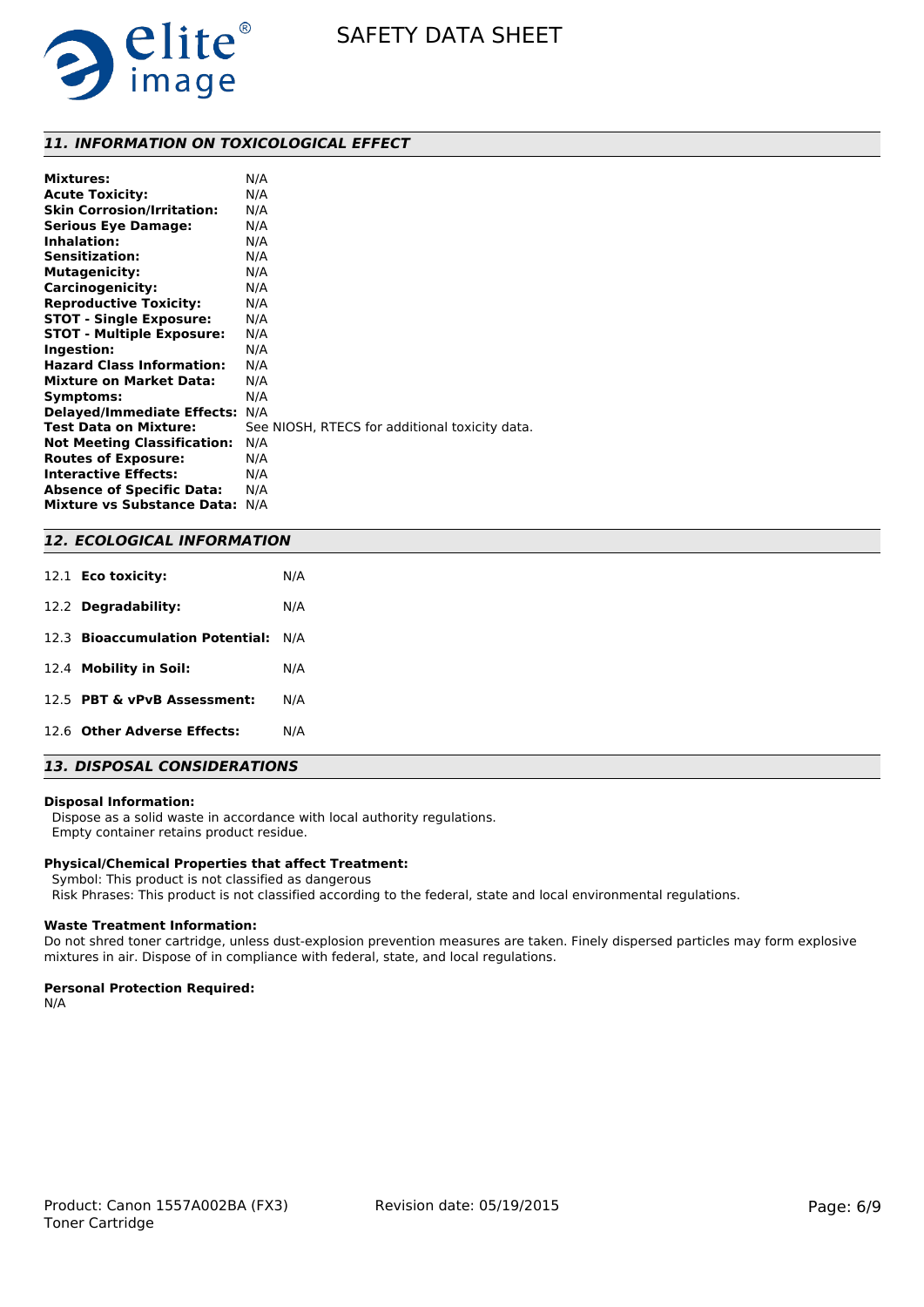## 11. INFORMATION ON TOXICOLOGICAL EFFECT

| | |
|---|---|
| **Mixtures:** | N/A |
| **Acute Toxicity:** | N/A |
| **Skin Corrosion/Irritation:** | N/A |
| **Serious Eye Damage:** | N/A |
| **Inhalation:** | N/A |
| **Sensitization:** | N/A |
| **Mutagenicity:** | N/A |
| **Carcinogenicity:** | N/A |
| **Reproductive Toxicity:** | N/A |
| **STOT - Single Exposure:** | N/A |
| **STOT - Multiple Exposure:** | N/A |
| **Ingestion:** | N/A |
| **Hazard Class Information:** | N/A |
| **Mixture on Market Data:** | N/A |
| **Symptoms:** | N/A |
| **Delayed/Immediate Effects:** | N/A |
| **Test Data on Mixture:** | See NIOSH, RTECS for additional toxicity data. |
| **Not Meeting Classification:** | N/A |
| **Routes of Exposure:** | N/A |
| **Interactive Effects:** | N/A |
| **Absence of Specific Data:** | N/A |
| **Mixture vs Substance Data:** | N/A |

## 12. ECOLOGICAL INFORMATION

| | |
|---|---|
| 12.1 **Eco toxicity:** | N/A |
| 12.2 **Degradability:** | N/A |
| 12.3 **Bioaccumulation Potential:** | N/A |
| 12.4 **Mobility in Soil:** | N/A |
| 12.5 **PBT & vPvB Assessment:** | N/A |
| 12.6 **Other Adverse Effects:** | N/A |

## 13. DISPOSAL CONSIDERATIONS

**Disposal Information:**

Dispose as a solid waste in accordance with local authority regulations.
Empty container retains product residue.

**Physical/Chemical Properties that affect Treatment:**

Symbol: This product is not classified as dangerous
Risk Phrases: This product is not classified according to the federal, state and local environmental regulations.

**Waste Treatment Information:**

Do not shred toner cartridge, unless dust-explosion prevention measures are taken. Finely dispersed particles may form explosive mixtures in air. Dispose of in compliance with federal, state, and local regulations.

**Personal Protection Required:**

N/A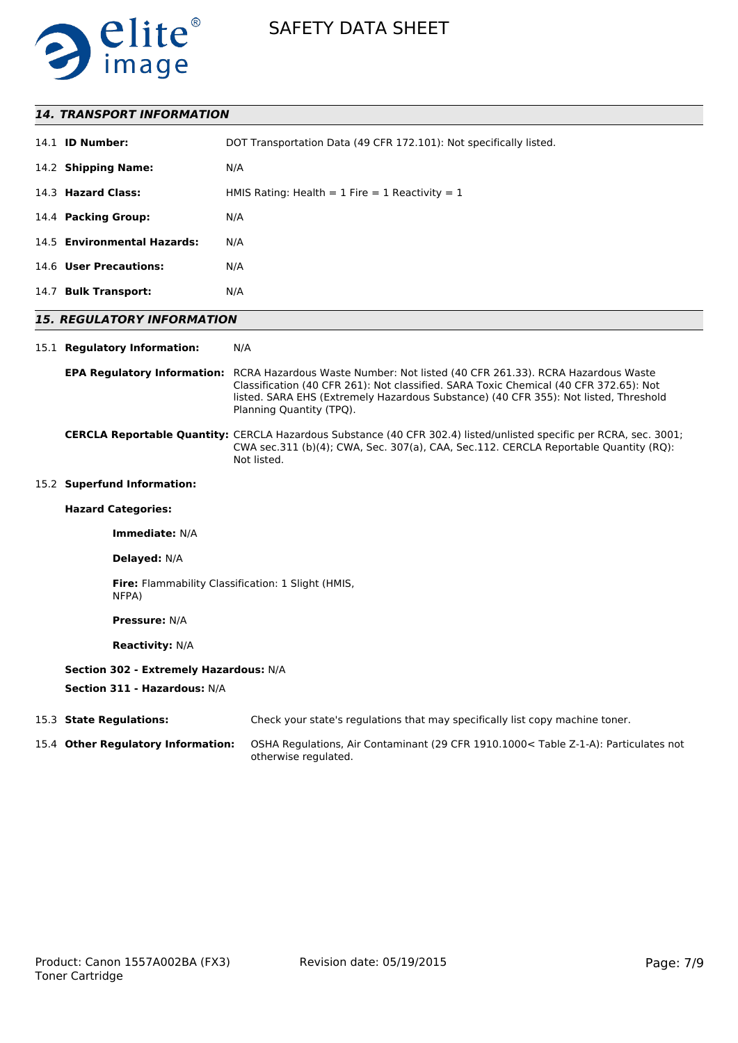## 14. TRANSPORT INFORMATION

14.1 **ID Number:** DOT Transportation Data (49 CFR 172.101): Not specifically listed.

14.2 **Shipping Name:** N/A

14.3 **Hazard Class:** HMIS Rating: Health = 1 Fire = 1 Reactivity = 1

14.4 **Packing Group:** N/A

14.5 **Environmental Hazards:** N/A

14.6 **User Precautions:** N/A

14.7 **Bulk Transport:** N/A

## 15. REGULATORY INFORMATION

15.1 **Regulatory Information:** N/A

**EPA Regulatory Information:** RCRA Hazardous Waste Number: Not listed (40 CFR 261.33). RCRA Hazardous Waste Classification (40 CFR 261): Not classified. SARA Toxic Chemical (40 CFR 372.65): Not listed. SARA EHS (Extremely Hazardous Substance) (40 CFR 355): Not listed, Threshold Planning Quantity (TPQ).

**CERCLA Reportable Quantity:** CERCLA Hazardous Substance (40 CFR 302.4) listed/unlisted specific per RCRA, sec. 3001; CWA sec.311 (b)(4); CWA, Sec. 307(a), CAA, Sec.112. CERCLA Reportable Quantity (RQ): Not listed.

15.2 **Superfund Information:**

**Hazard Categories:**

**Immediate:** N/A

**Delayed:** N/A

**Fire:** Flammability Classification: 1 Slight (HMIS, NFPA)

**Pressure:** N/A

**Reactivity:** N/A

**Section 302 - Extremely Hazardous:** N/A

**Section 311 - Hazardous:** N/A

15.3 **State Regulations:** Check your state's regulations that may specifically list copy machine toner.

15.4 **Other Regulatory Information:** OSHA Regulations, Air Contaminant (29 CFR 1910.1000< Table Z-1-A): Particulates not otherwise regulated.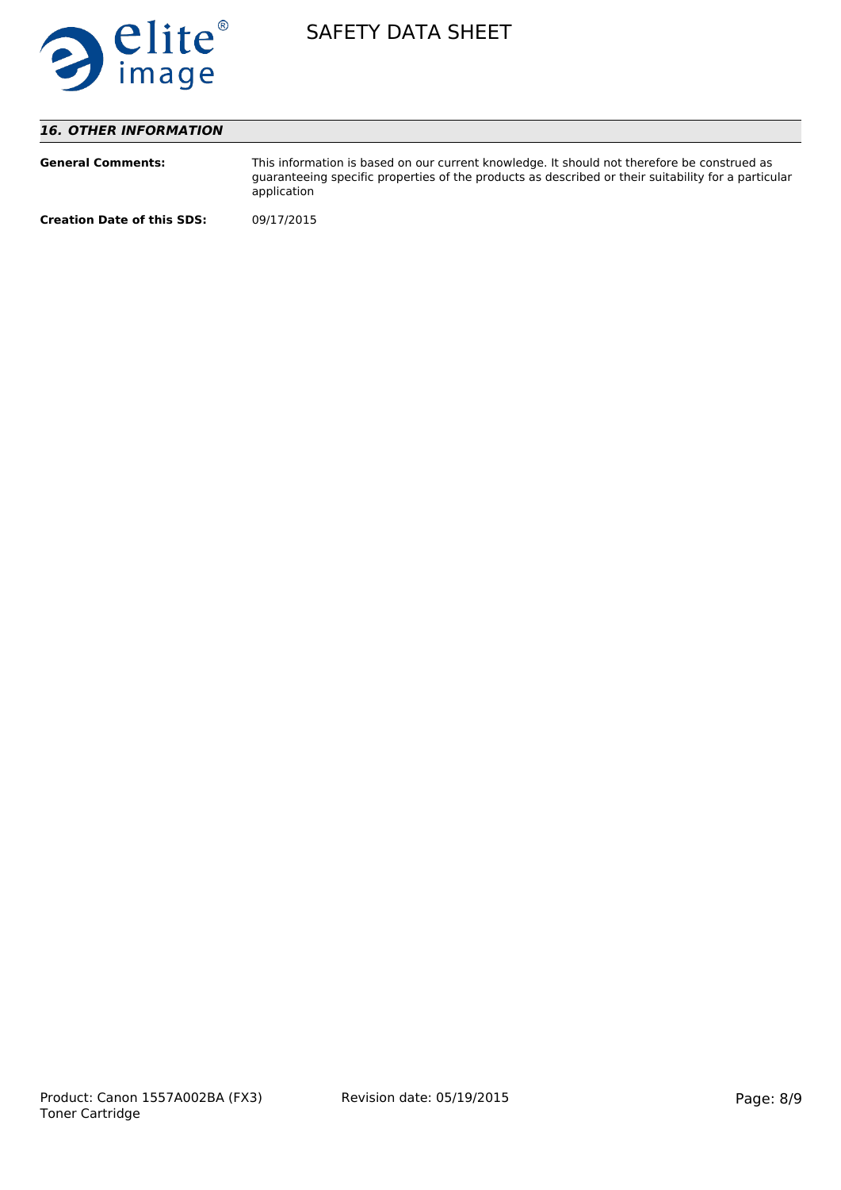## *16. OTHER INFORMATION*

**General Comments:** This information is based on our current knowledge. It should not therefore be construed as guaranteeing specific properties of the products as described or their suitability for a particular application

**Creation Date of this SDS:** 09/17/2015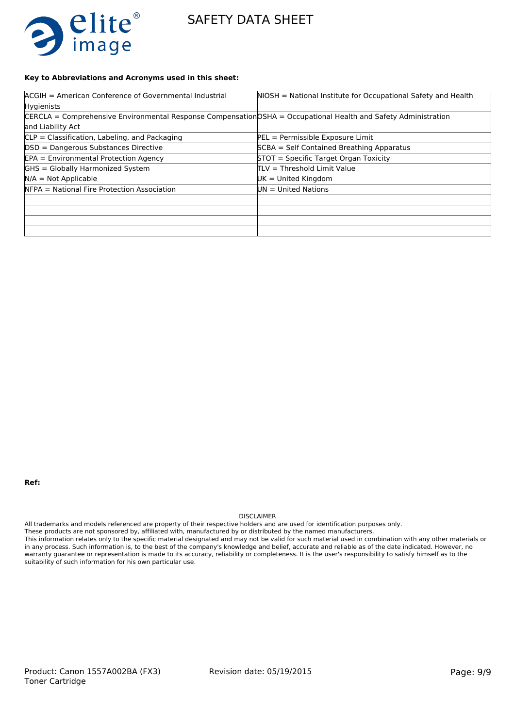**Key to Abbreviations and Acronyms used in this sheet:**

| | |
|---|---|
| ACGIH = American Conference of Governmental Industrial Hygienists | NIOSH = National Institute for Occupational Safety and Health |
| CERCLA = Comprehensive Environmental Response Compensation and Liability Act | OSHA = Occupational Health and Safety Administration |
| CLP = Classification, Labeling, and Packaging | PEL = Permissible Exposure Limit |
| DSD = Dangerous Substances Directive | SCBA = Self Contained Breathing Apparatus |
| EPA = Environmental Protection Agency | STOT = Specific Target Organ Toxicity |
| GHS = Globally Harmonized System | TLV = Threshold Limit Value |
| N/A = Not Applicable | UK = United Kingdom |
| NFPA = National Fire Protection Association | UN = United Nations |
| | |
| | |
| | |
| | |

**Ref:**

DISCLAIMER

All trademarks and models referenced are property of their respective holders and are used for identification purposes only.
These products are not sponsored by, affiliated with, manufactured by or distributed by the named manufacturers.
This information relates only to the specific material designated and may not be valid for such material used in combination with any other materials or in any process. Such information is, to the best of the company's knowledge and belief, accurate and reliable as of the date indicated. However, no warranty guarantee or representation is made to its accuracy, reliability or completeness. It is the user's responsibility to satisfy himself as to the suitability of such information for his own particular use.